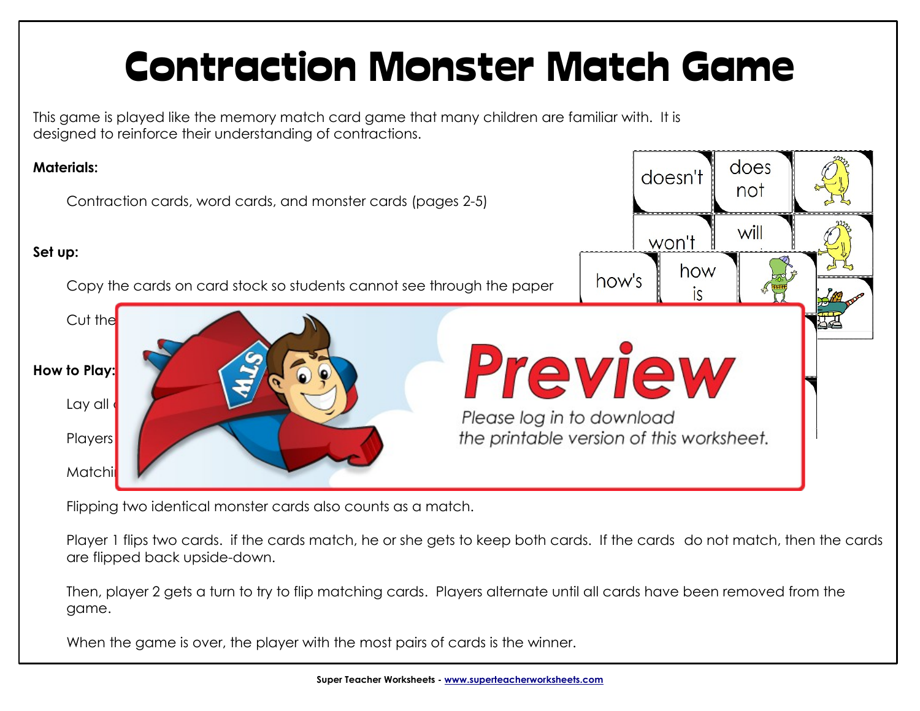# Contraction Monster Match Game

This game is played like the memory match card game that many children are familiar with. It is designed to reinforce their understanding of contractions.

**Materials:**

Contraction cards, word cards, and monster cards (pages 2-5)

**Set up:**

Copy the cards on card stock so students cannot see through the paper

Cut the

**How to Play:**

Lay all

Players

Matchi

Flipping two identical monster cards also counts as a match.

Player 1 flips two cards. if the cards match, he or she gets to keep both cards. If the cards do not match, then the cards are flipped back upside-down.

Then, player 2 gets a turn to try to flip matching cards. Players alternate until all cards have been removed from the game.

When the game is over, the player with the most pairs of cards is the winner.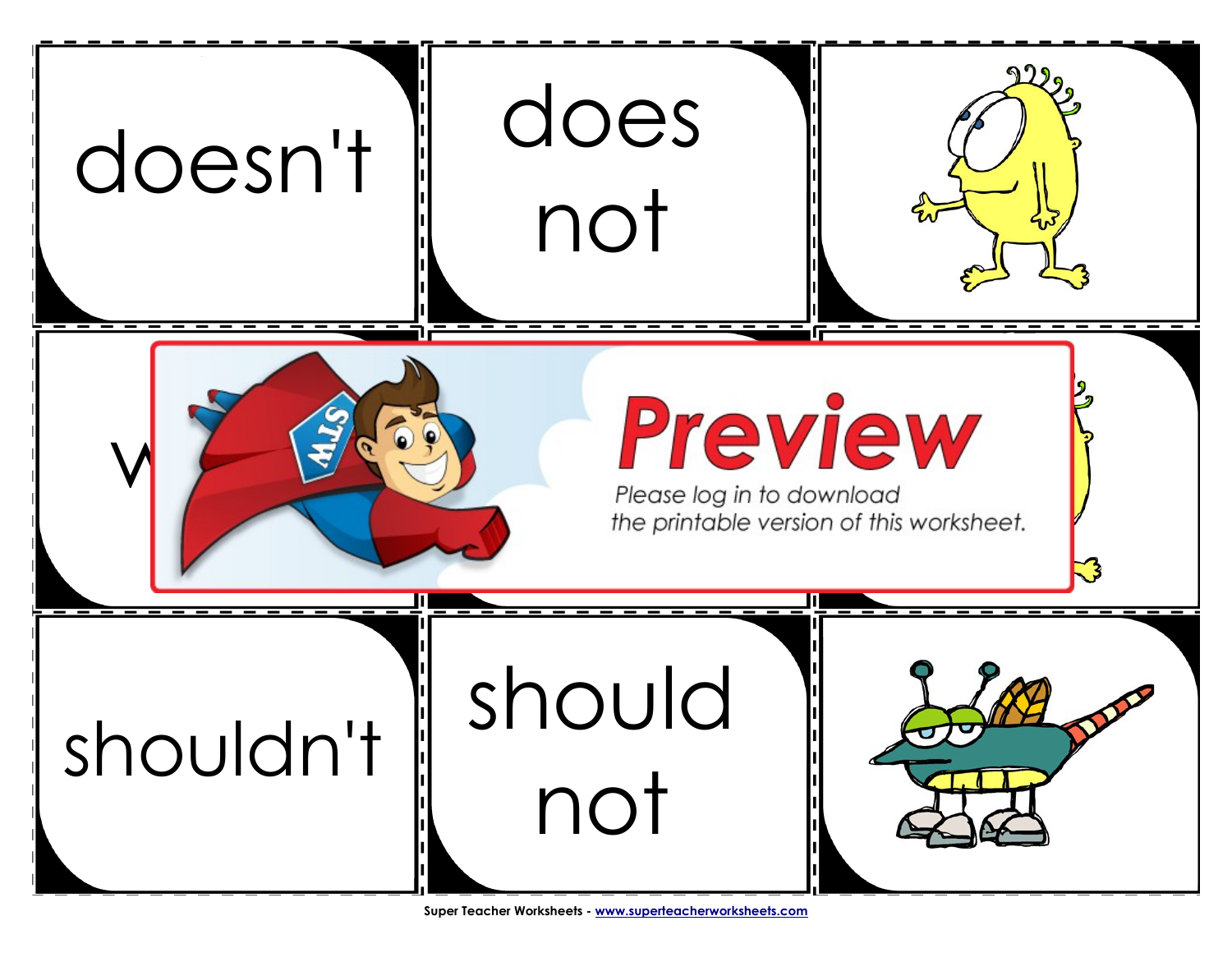| | | |
|---|---|---|
| doesn't | does not | |
| w | | |
| shouldn't | should not | |

Preview

Please log in to download the printable version of this worksheet.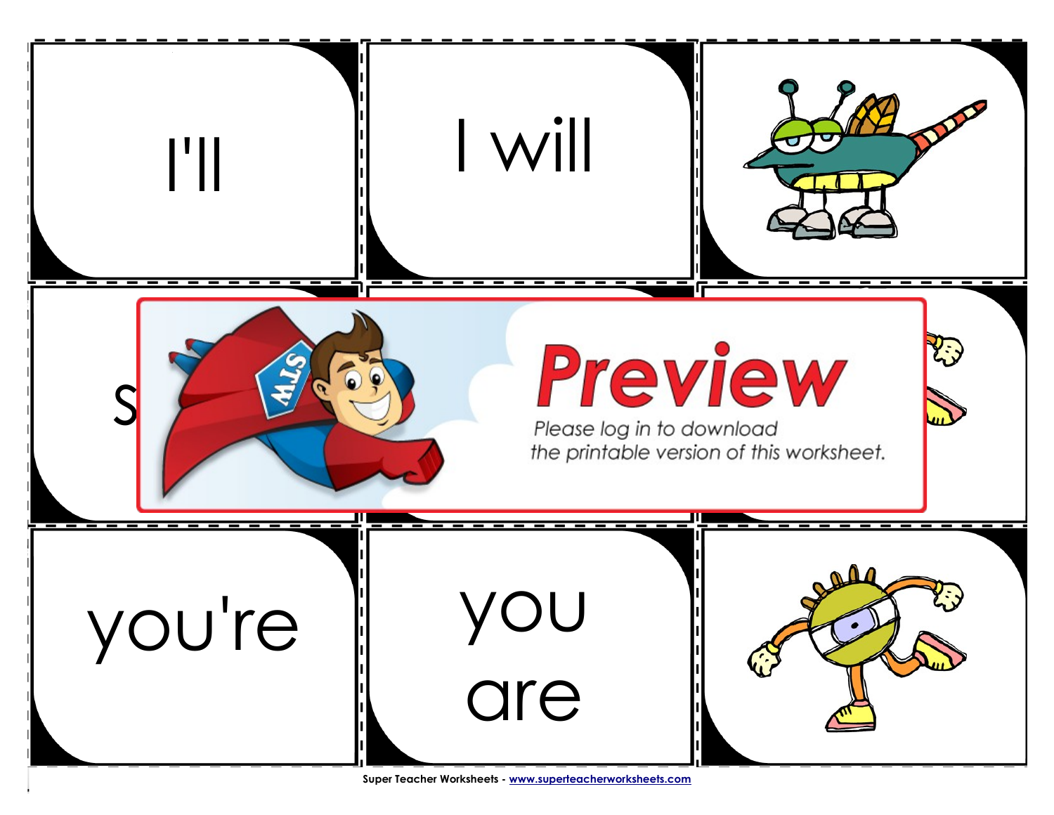| | | |
|---|---|---|
| I'll | I will | |
| s | | |
| you're | you are | |

Preview

Please log in to download the printable version of this worksheet.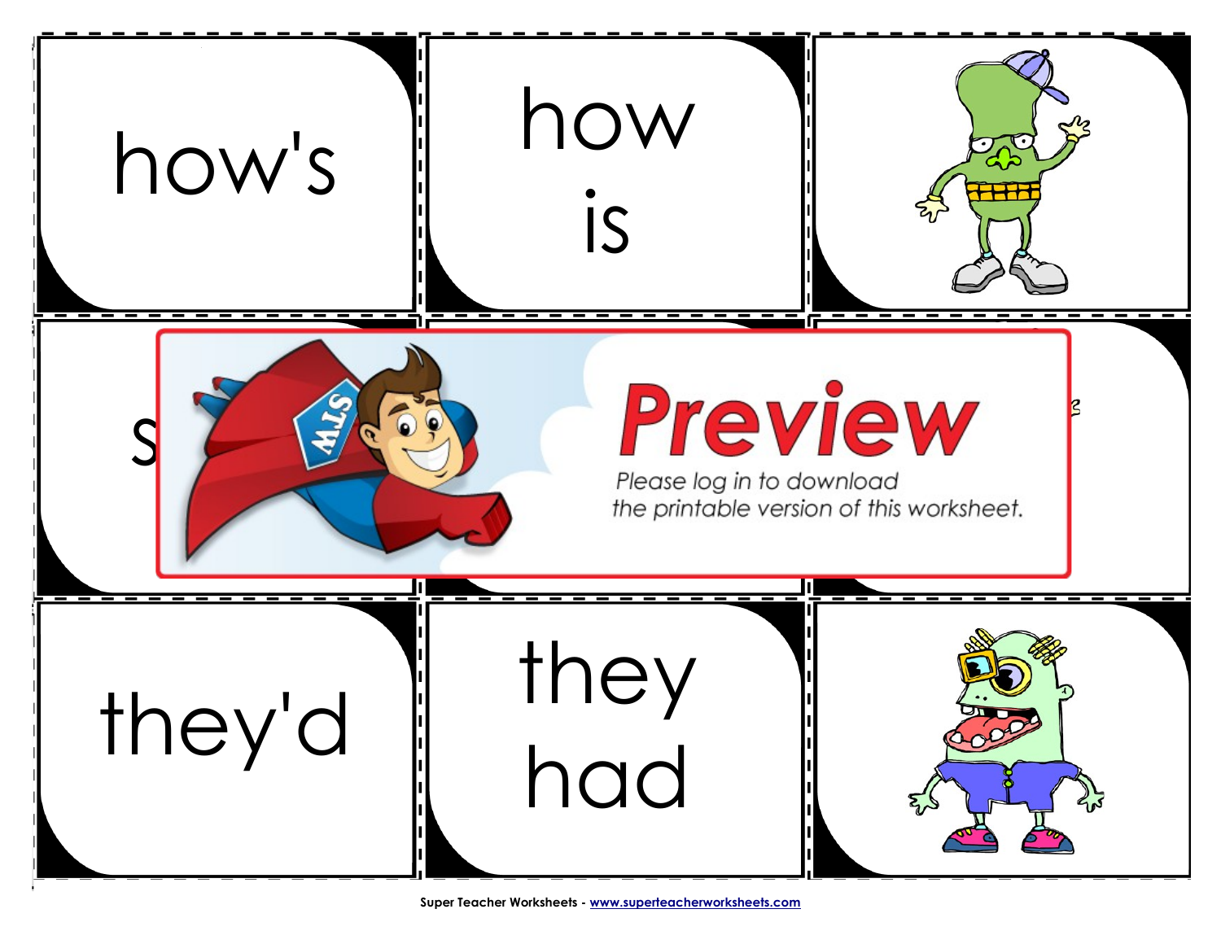how's

how is

S

they'd

they had

Preview

Please log in to download the printable version of this worksheet.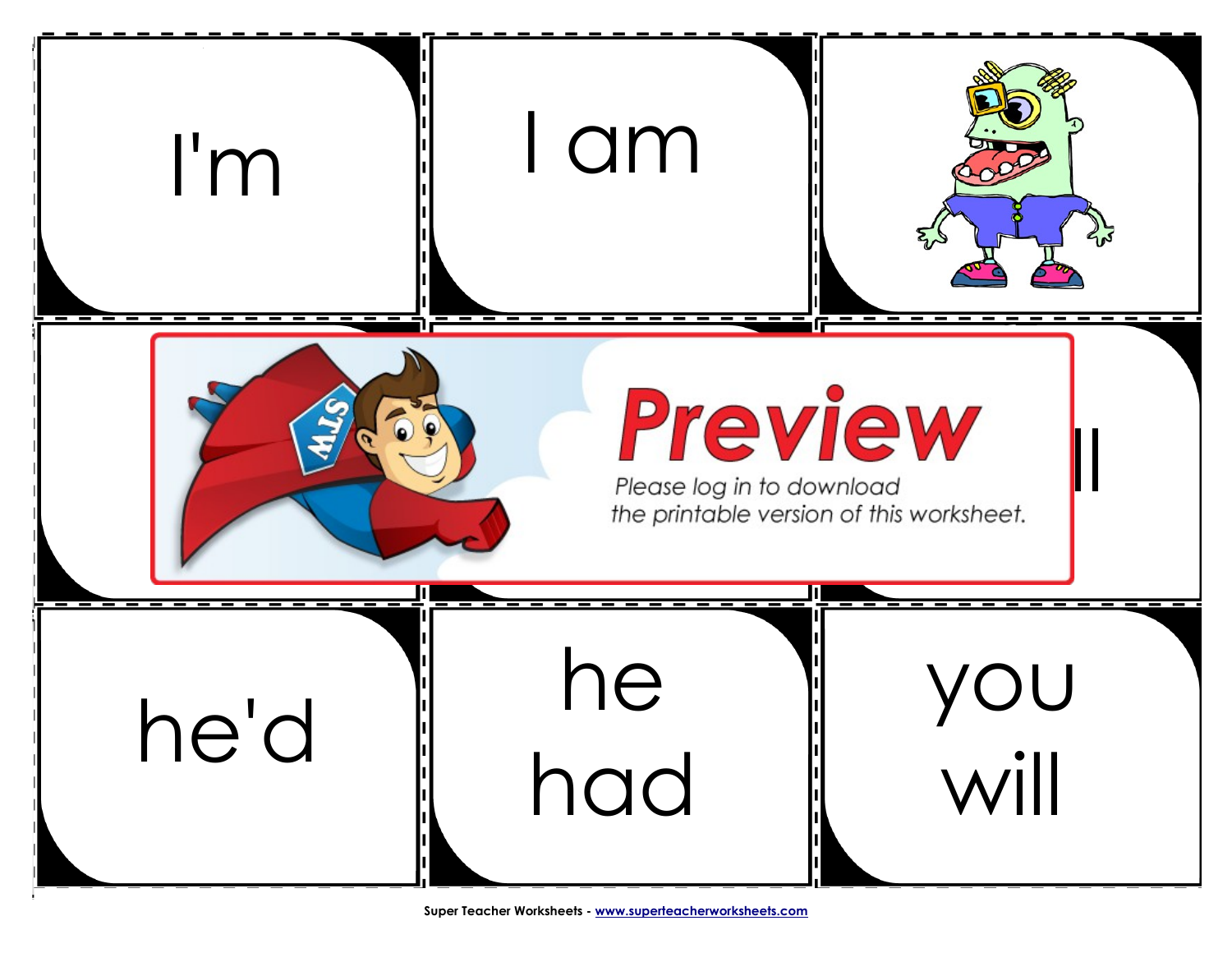I'm

I am

he'd

he had

you will